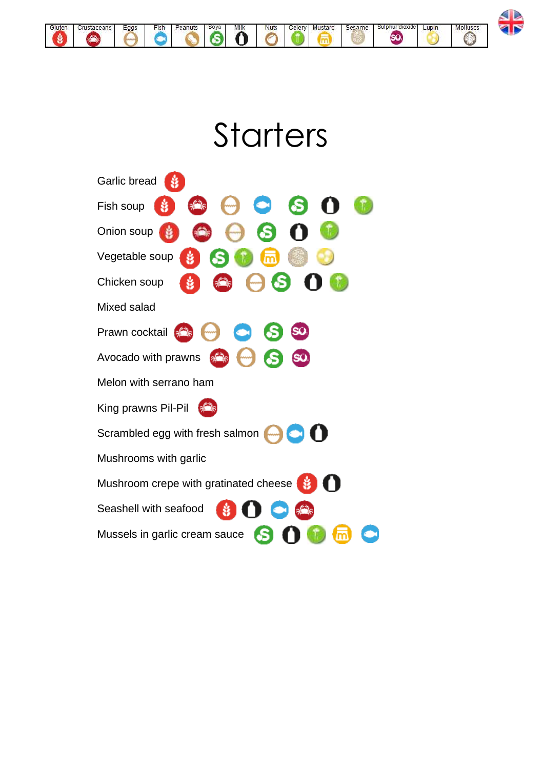| Gluten | Crustaceans | Eggs | Fish | Peanuts | Soya | Milk | Nuts | Celery | Mustard | Sesame | Sulphur dioxide | Lupin | Molluscs |
|---|---|---|---|---|---|---|---|---|---|---|---|---|---|

# Starters

- Garlic bread (Gluten)
- Fish soup (Gluten, Crustaceans, Eggs, Fish, Soya, Milk, Celery)
- Onion soup (Gluten, Crustaceans, Eggs, Soya, Milk, Celery)
- Vegetable soup (Gluten, Soya, Celery, Mustard, Sesame, Lupin)
- Chicken soup (Gluten, Crustaceans, Eggs, Soya, Milk, Celery)
- Mixed salad
- Prawn cocktail (Crustaceans, Eggs, Fish, Soya, Sulphur dioxide)
- Avocado with prawns (Crustaceans, Eggs, Soya, Sulphur dioxide)
- Melon with serrano ham
- King prawns Pil-Pil (Crustaceans)
- Scrambled egg with fresh salmon (Eggs, Fish, Milk)
- Mushrooms with garlic
- Mushroom crepe with gratinated cheese (Gluten, Milk)
- Seashell with seafood (Gluten, Milk, Fish, Crustaceans)
- Mussels in garlic cream sauce (Soya, Milk, Celery, Mustard, Fish)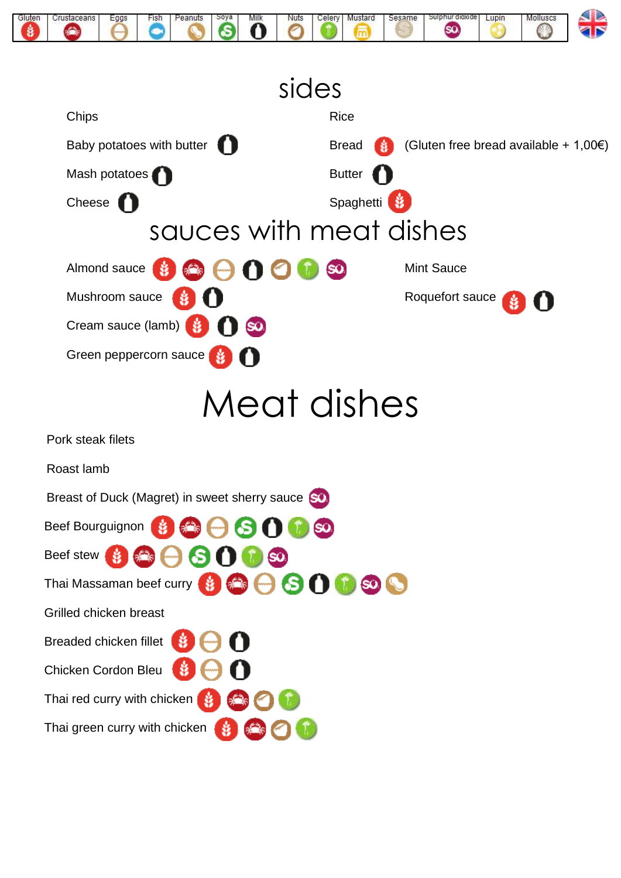| Gluten | Crustaceans | Eggs | Fish | Peanuts | Soya | Milk | Nuts | Celery | Mustard | Sesame | Sulphur dioxide | Lupin | Molluscs |
|---|---|---|---|---|---|---|---|---|---|---|---|---|---|

# sides

- Chips
- Baby potatoes with butter (Milk)
- Mash potatoes (Milk)
- Cheese (Milk)
- Rice
- Bread (Gluten) (Gluten free bread available + 1,00€)
- Butter (Milk)
- Spaghetti (Gluten)

# sauces with meat dishes

- Almond sauce (Gluten, Crustaceans, Eggs, Milk, Nuts, Celery, Sulphur dioxide)
- Mushroom sauce (Gluten, Milk)
- Cream sauce (lamb) (Gluten, Milk, Sulphur dioxide)
- Green peppercorn sauce (Gluten, Milk)
- Mint Sauce
- Roquefort sauce (Gluten, Milk)

# Meat dishes

- Pork steak filets
- Roast lamb
- Breast of Duck (Magret) in sweet sherry sauce (Sulphur dioxide)
- Beef Bourguignon (Gluten, Crustaceans, Eggs, Soya, Milk, Celery, Sulphur dioxide)
- Beef stew (Gluten, Crustaceans, Eggs, Soya, Milk, Celery, Sulphur dioxide)
- Thai Massaman beef curry (Gluten, Crustaceans, Eggs, Soya, Milk, Celery, Sulphur dioxide, Peanuts)
- Grilled chicken breast
- Breaded chicken fillet (Gluten, Eggs, Milk)
- Chicken Cordon Bleu (Gluten, Eggs, Milk)
- Thai red curry with chicken (Gluten, Crustaceans, Nuts, Celery)
- Thai green curry with chicken (Gluten, Crustaceans, Nuts, Celery)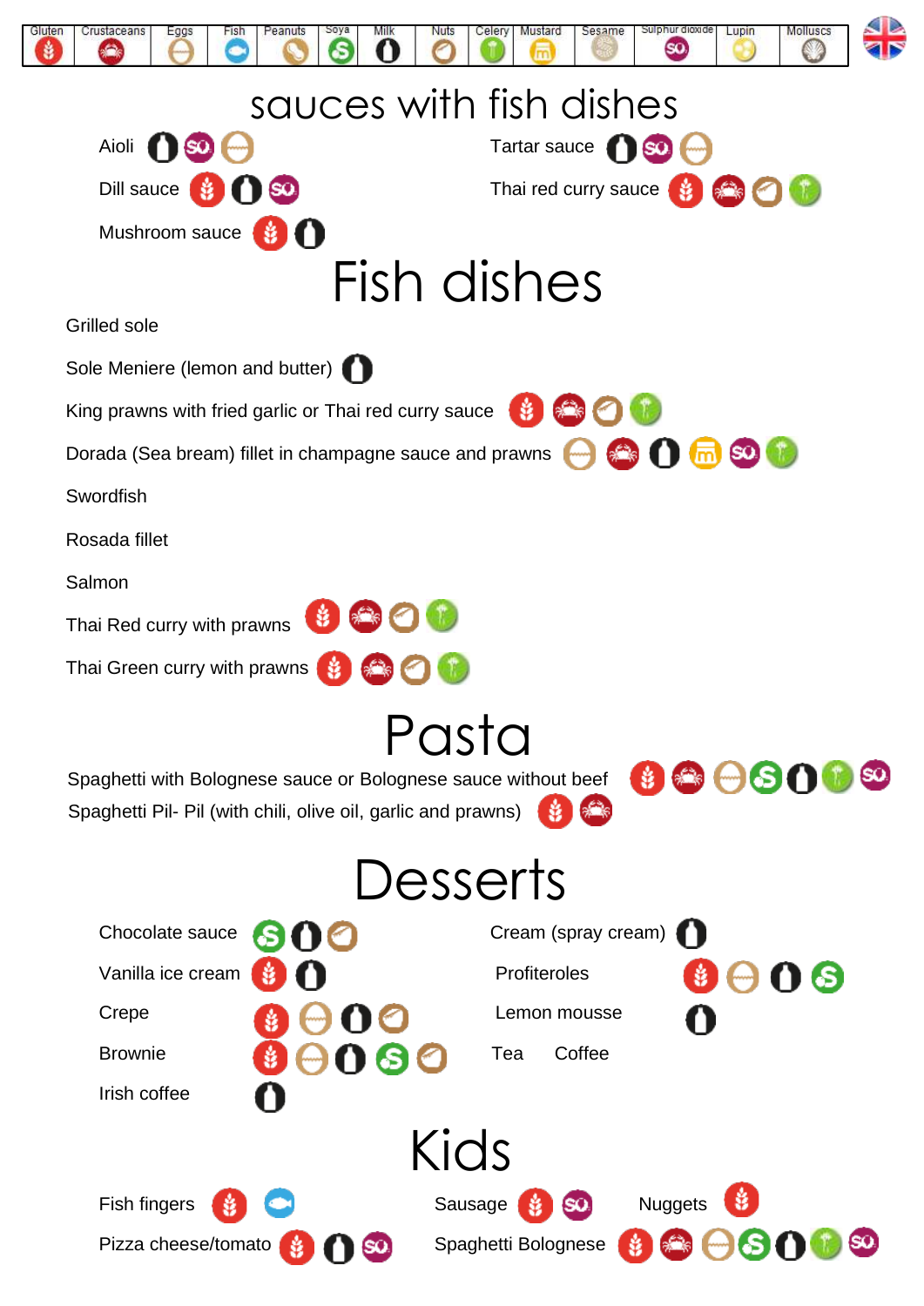| Gluten | Crustaceans | Eggs | Fish | Peanuts | Soya | Milk | Nuts | Celery | Mustard | Sesame | Sulphur dioxide | Lupin | Molluscs |
|---|---|---|---|---|---|---|---|---|---|---|---|---|---|

# sauces with fish dishes

Aioli (Milk, Sulphur dioxide, Eggs)

Dill sauce (Gluten, Milk, Sulphur dioxide)

Mushroom sauce (Gluten, Milk)

Tartar sauce (Milk, Sulphur dioxide, Eggs)

Thai red curry sauce (Gluten, Crustaceans, Nuts, Celery)

# Fish dishes

Grilled sole

Sole Meniere (lemon and butter) (Milk)

King prawns with fried garlic or Thai red curry sauce (Gluten, Crustaceans, Nuts, Celery)

Dorada (Sea bream) fillet in champagne sauce and prawns (Eggs, Crustaceans, Milk, Mustard, Sulphur dioxide, Celery)

Swordfish

Rosada fillet

Salmon

Thai Red curry with prawns (Gluten, Crustaceans, Nuts, Celery)

Thai Green curry with prawns (Gluten, Crustaceans, Nuts, Celery)

# Pasta

Spaghetti with Bolognese sauce or Bolognese sauce without beef (Gluten, Crustaceans, Eggs, Soya, Milk, Celery, Sulphur dioxide)

Spaghetti Pil- Pil (with chili, olive oil, garlic and prawns) (Gluten, Crustaceans)

# Desserts

Chocolate sauce (Soya, Milk, Nuts)

Vanilla ice cream (Gluten, Milk)

Crepe (Gluten, Eggs, Milk, Nuts)

Brownie (Gluten, Eggs, Milk, Soya, Nuts)

Irish coffee (Milk)

Cream (spray cream) (Milk)

Profiteroles (Gluten, Eggs, Milk, Soya)

Lemon mousse (Milk)

Tea    Coffee

# Kids

Fish fingers (Gluten, Fish)

Pizza cheese/tomato (Gluten, Milk, Sulphur dioxide)

Sausage (Gluten, Sulphur dioxide)

Nuggets (Gluten)

Spaghetti Bolognese (Gluten, Crustaceans, Eggs, Soya, Milk, Celery, Sulphur dioxide)